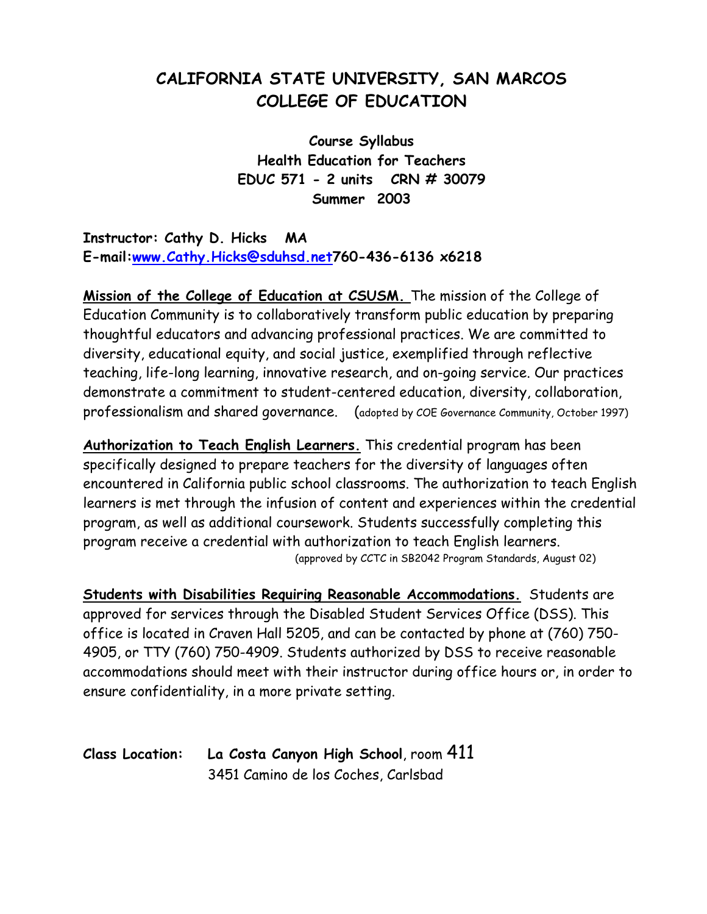# CALIFORNIA STATE UNIVERSITY, SAN MARCOS
# COLLEGE OF EDUCATION

**Course Syllabus**
**Health Education for Teachers**
**EDUC 571 - 2 units CRN # 30079**
**Summer 2003**

**Instructor: Cathy D. Hicks MA**
**E-mail:www.Cathy.Hicks@sduhsd.net760-436-6136 x6218**

**Mission of the College of Education at CSUSM.** The mission of the College of Education Community is to collaboratively transform public education by preparing thoughtful educators and advancing professional practices. We are committed to diversity, educational equity, and social justice, exemplified through reflective teaching, life-long learning, innovative research, and on-going service. Our practices demonstrate a commitment to student-centered education, diversity, collaboration, professionalism and shared governance. (adopted by COE Governance Community, October 1997)

**Authorization to Teach English Learners.** This credential program has been specifically designed to prepare teachers for the diversity of languages often encountered in California public school classrooms. The authorization to teach English learners is met through the infusion of content and experiences within the credential program, as well as additional coursework. Students successfully completing this program receive a credential with authorization to teach English learners.
(approved by CCTC in SB2042 Program Standards, August 02)

**Students with Disabilities Requiring Reasonable Accommodations.** Students are approved for services through the Disabled Student Services Office (DSS). This office is located in Craven Hall 5205, and can be contacted by phone at (760) 750-4905, or TTY (760) 750-4909. Students authorized by DSS to receive reasonable accommodations should meet with their instructor during office hours or, in order to ensure confidentiality, in a more private setting.

**Class Location:** **La Costa Canyon High School**, room 411
3451 Camino de los Coches, Carlsbad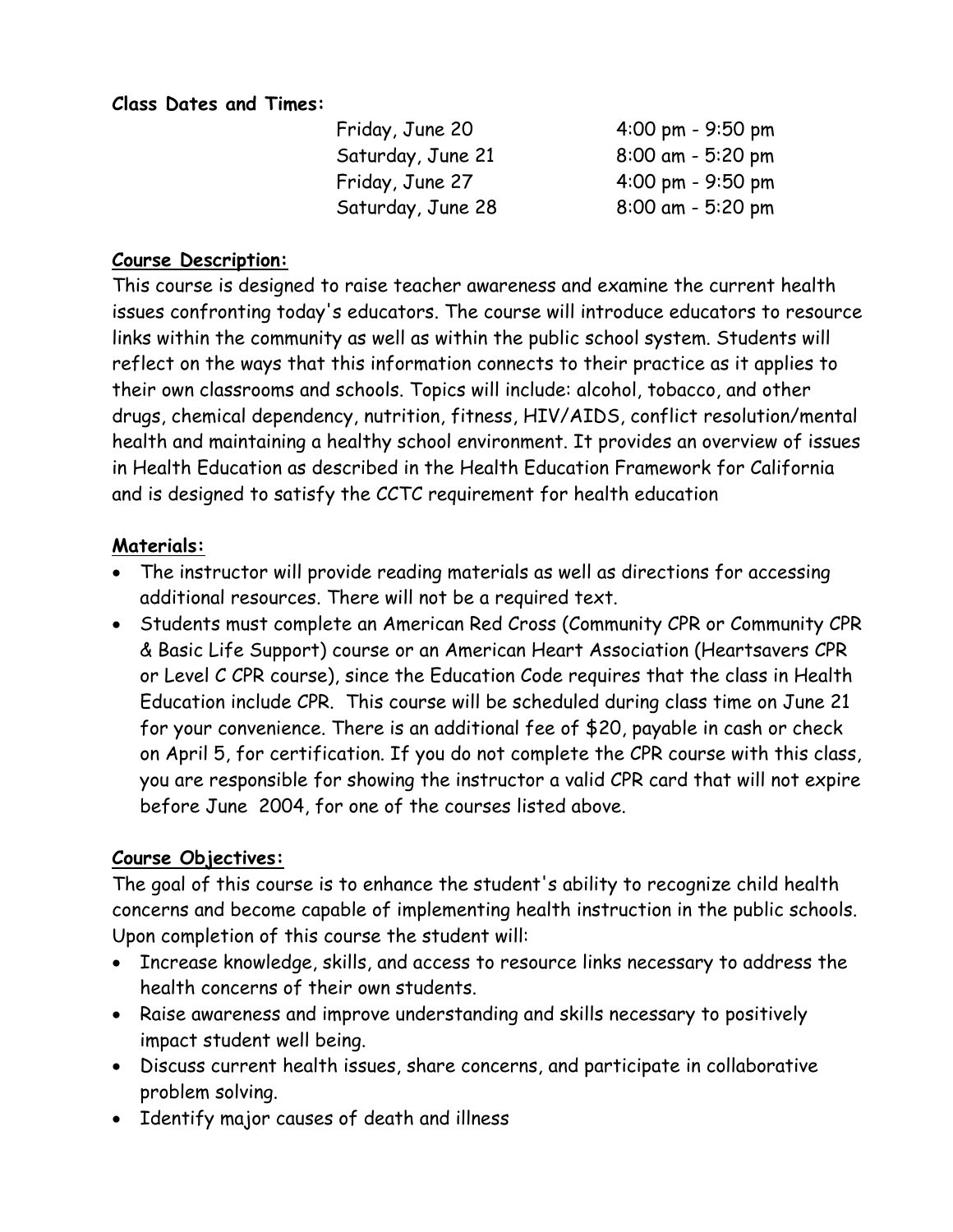**Class Dates and Times:**

| | | |
|---|---|---|
| | Friday, June 20 | 4:00 pm - 9:50 pm |
| | Saturday, June 21 | 8:00 am - 5:20 pm |
| | Friday, June 27 | 4:00 pm - 9:50 pm |
| | Saturday, June 28 | 8:00 am - 5:20 pm |

**Course Description:**

This course is designed to raise teacher awareness and examine the current health issues confronting today's educators. The course will introduce educators to resource links within the community as well as within the public school system. Students will reflect on the ways that this information connects to their practice as it applies to their own classrooms and schools. Topics will include: alcohol, tobacco, and other drugs, chemical dependency, nutrition, fitness, HIV/AIDS, conflict resolution/mental health and maintaining a healthy school environment. It provides an overview of issues in Health Education as described in the Health Education Framework for California and is designed to satisfy the CCTC requirement for health education

**Materials:**

- The instructor will provide reading materials as well as directions for accessing additional resources. There will not be a required text.
- Students must complete an American Red Cross (Community CPR or Community CPR & Basic Life Support) course or an American Heart Association (Heartsavers CPR or Level C CPR course), since the Education Code requires that the class in Health Education include CPR. This course will be scheduled during class time on June 21 for your convenience. There is an additional fee of $20, payable in cash or check on April 5, for certification. If you do not complete the CPR course with this class, you are responsible for showing the instructor a valid CPR card that will not expire before June 2004, for one of the courses listed above.

**Course Objectives:**

The goal of this course is to enhance the student's ability to recognize child health concerns and become capable of implementing health instruction in the public schools. Upon completion of this course the student will:

- Increase knowledge, skills, and access to resource links necessary to address the health concerns of their own students.
- Raise awareness and improve understanding and skills necessary to positively impact student well being.
- Discuss current health issues, share concerns, and participate in collaborative problem solving.
- Identify major causes of death and illness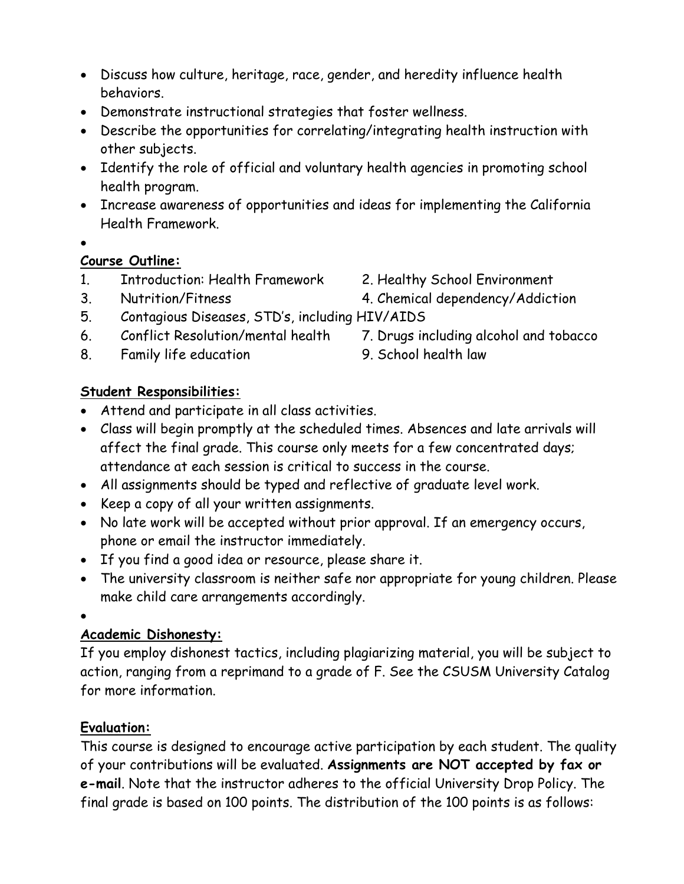- Discuss how culture, heritage, race, gender, and heredity influence health behaviors.
- Demonstrate instructional strategies that foster wellness.
- Describe the opportunities for correlating/integrating health instruction with other subjects.
- Identify the role of official and voluntary health agencies in promoting school health program.
- Increase awareness of opportunities and ideas for implementing the California Health Framework.

**Course Outline:**

1. Introduction: Health Framework
2. Healthy School Environment
3. Nutrition/Fitness
4. Chemical dependency/Addiction
5. Contagious Diseases, STD's, including HIV/AIDS
6. Conflict Resolution/mental health
7. Drugs including alcohol and tobacco
8. Family life education
9. School health law

**Student Responsibilities:**

- Attend and participate in all class activities.
- Class will begin promptly at the scheduled times. Absences and late arrivals will affect the final grade. This course only meets for a few concentrated days; attendance at each session is critical to success in the course.
- All assignments should be typed and reflective of graduate level work.
- Keep a copy of all your written assignments.
- No late work will be accepted without prior approval. If an emergency occurs, phone or email the instructor immediately.
- If you find a good idea or resource, please share it.
- The university classroom is neither safe nor appropriate for young children. Please make child care arrangements accordingly.

**Academic Dishonesty:**

If you employ dishonest tactics, including plagiarizing material, you will be subject to action, ranging from a reprimand to a grade of F. See the CSUSM University Catalog for more information.

**Evaluation:**

This course is designed to encourage active participation by each student. The quality of your contributions will be evaluated. **Assignments are NOT accepted by fax or e-mail**. Note that the instructor adheres to the official University Drop Policy. The final grade is based on 100 points. The distribution of the 100 points is as follows: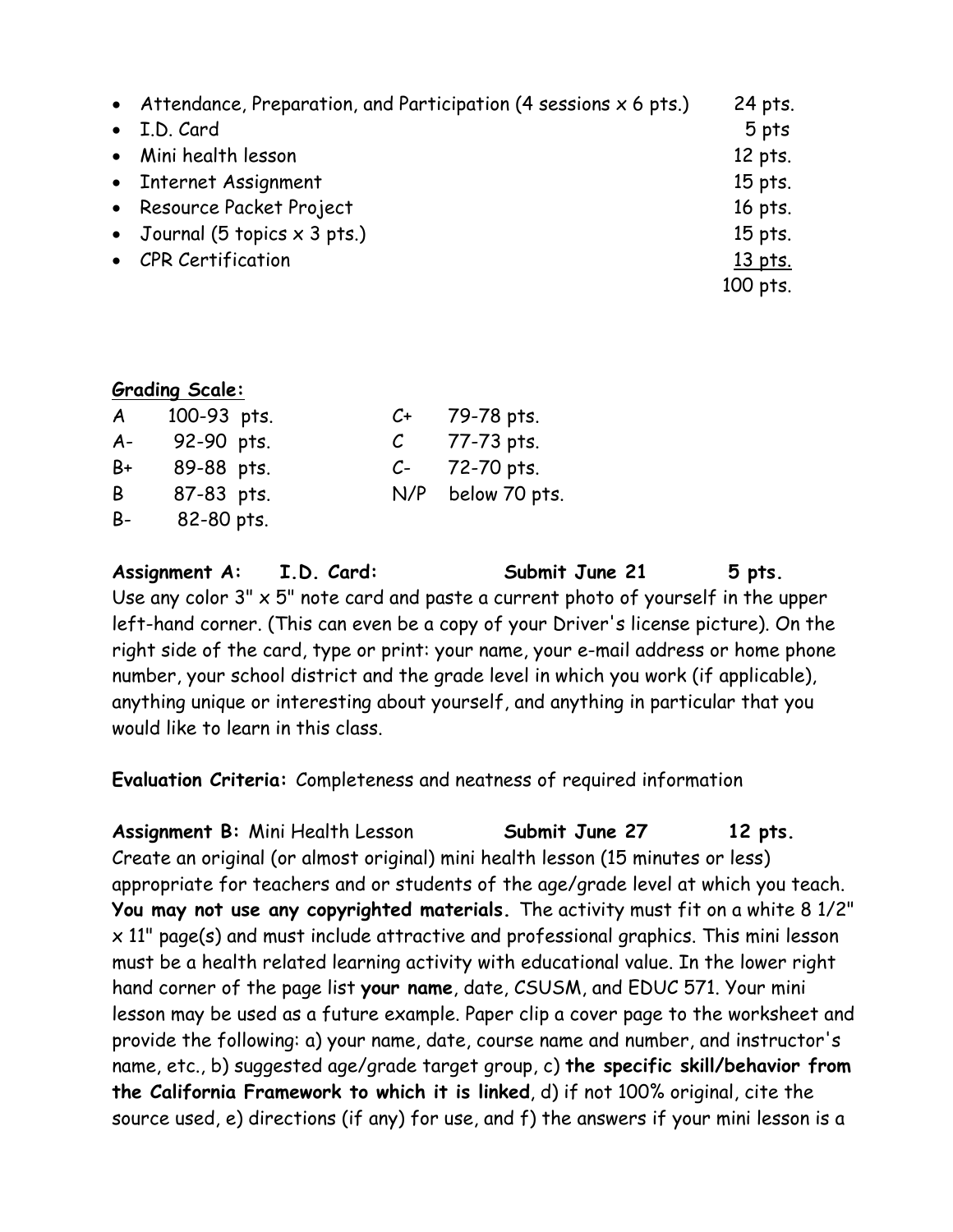- Attendance, Preparation, and Participation (4 sessions x 6 pts.) 24 pts.
- I.D. Card 5 pts
- Mini health lesson 12 pts.
- Internet Assignment 15 pts.
- Resource Packet Project 16 pts.
- Journal (5 topics x 3 pts.) 15 pts.
- CPR Certification 13 pts.

100 pts.

**Grading Scale:**

| | | | |
|---|---|---|---|
| A | 100-93 pts. | C+ | 79-78 pts. |
| A- | 92-90 pts. | C | 77-73 pts. |
| B+ | 89-88 pts. | C- | 72-70 pts. |
| B | 87-83 pts. | N/P | below 70 pts. |
| B- | 82-80 pts. | | |

**Assignment A: I.D. Card: Submit June 21 5 pts.**
Use any color 3" x 5" note card and paste a current photo of yourself in the upper left-hand corner. (This can even be a copy of your Driver's license picture). On the right side of the card, type or print: your name, your e-mail address or home phone number, your school district and the grade level in which you work (if applicable), anything unique or interesting about yourself, and anything in particular that you would like to learn in this class.

**Evaluation Criteria:** Completeness and neatness of required information

**Assignment B:** Mini Health Lesson **Submit June 27 12 pts.**
Create an original (or almost original) mini health lesson (15 minutes or less) appropriate for teachers and or students of the age/grade level at which you teach. **You may not use any copyrighted materials.** The activity must fit on a white 8 1/2" x 11" page(s) and must include attractive and professional graphics. This mini lesson must be a health related learning activity with educational value. In the lower right hand corner of the page list **your name**, date, CSUSM, and EDUC 571. Your mini lesson may be used as a future example. Paper clip a cover page to the worksheet and provide the following: a) your name, date, course name and number, and instructor's name, etc., b) suggested age/grade target group, c) **the specific skill/behavior from the California Framework to which it is linked**, d) if not 100% original, cite the source used, e) directions (if any) for use, and f) the answers if your mini lesson is a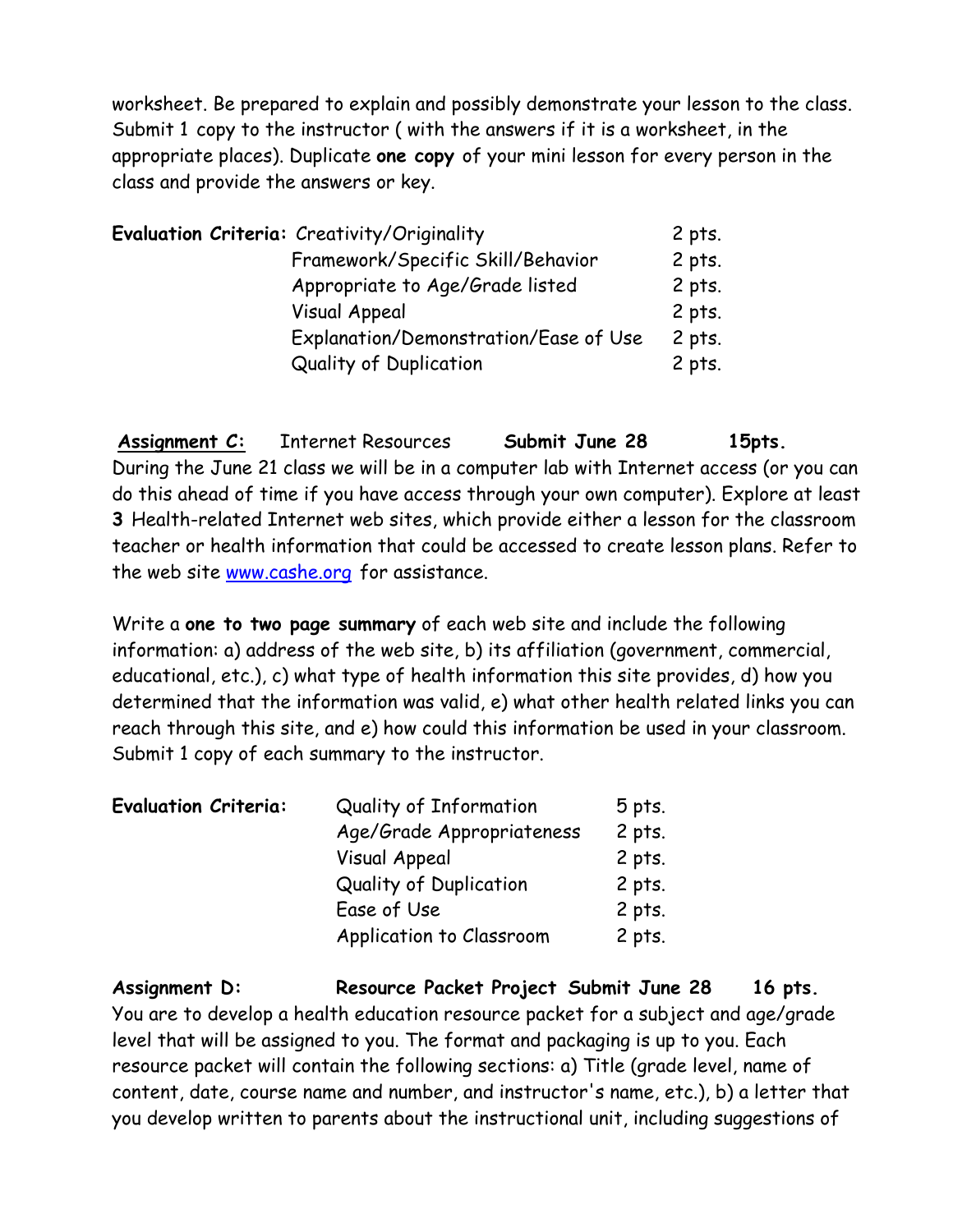worksheet. Be prepared to explain and possibly demonstrate your lesson to the class. Submit 1 copy to the instructor ( with the answers if it is a worksheet, in the appropriate places). Duplicate **one copy** of your mini lesson for every person in the class and provide the answers or key.

| **Evaluation Criteria:** | Creativity/Originality | 2 pts. |
|---|---|---|
| | Framework/Specific Skill/Behavior | 2 pts. |
| | Appropriate to Age/Grade listed | 2 pts. |
| | Visual Appeal | 2 pts. |
| | Explanation/Demonstration/Ease of Use | 2 pts. |
| | Quality of Duplication | 2 pts. |

**<u>Assignment C:</u>** Internet Resources **Submit June 28** **15pts.**
During the June 21 class we will be in a computer lab with Internet access (or you can do this ahead of time if you have access through your own computer). Explore at least **3** Health-related Internet web sites, which provide either a lesson for the classroom teacher or health information that could be accessed to create lesson plans. Refer to the web site [www.cashe.org](www.cashe.org) for assistance.

Write a **one to two page summary** of each web site and include the following information: a) address of the web site, b) its affiliation (government, commercial, educational, etc.), c) what type of health information this site provides, d) how you determined that the information was valid, e) what other health related links you can reach through this site, and e) how could this information be used in your classroom. Submit 1 copy of each summary to the instructor.

| **Evaluation Criteria:** | Quality of Information | 5 pts. |
|---|---|---|
| | Age/Grade Appropriateness | 2 pts. |
| | Visual Appeal | 2 pts. |
| | Quality of Duplication | 2 pts. |
| | Ease of Use | 2 pts. |
| | Application to Classroom | 2 pts. |

**Assignment D:** **Resource Packet Project** **Submit June 28** **16 pts.**
You are to develop a health education resource packet for a subject and age/grade level that will be assigned to you. The format and packaging is up to you. Each resource packet will contain the following sections: a) Title (grade level, name of content, date, course name and number, and instructor's name, etc.), b) a letter that you develop written to parents about the instructional unit, including suggestions of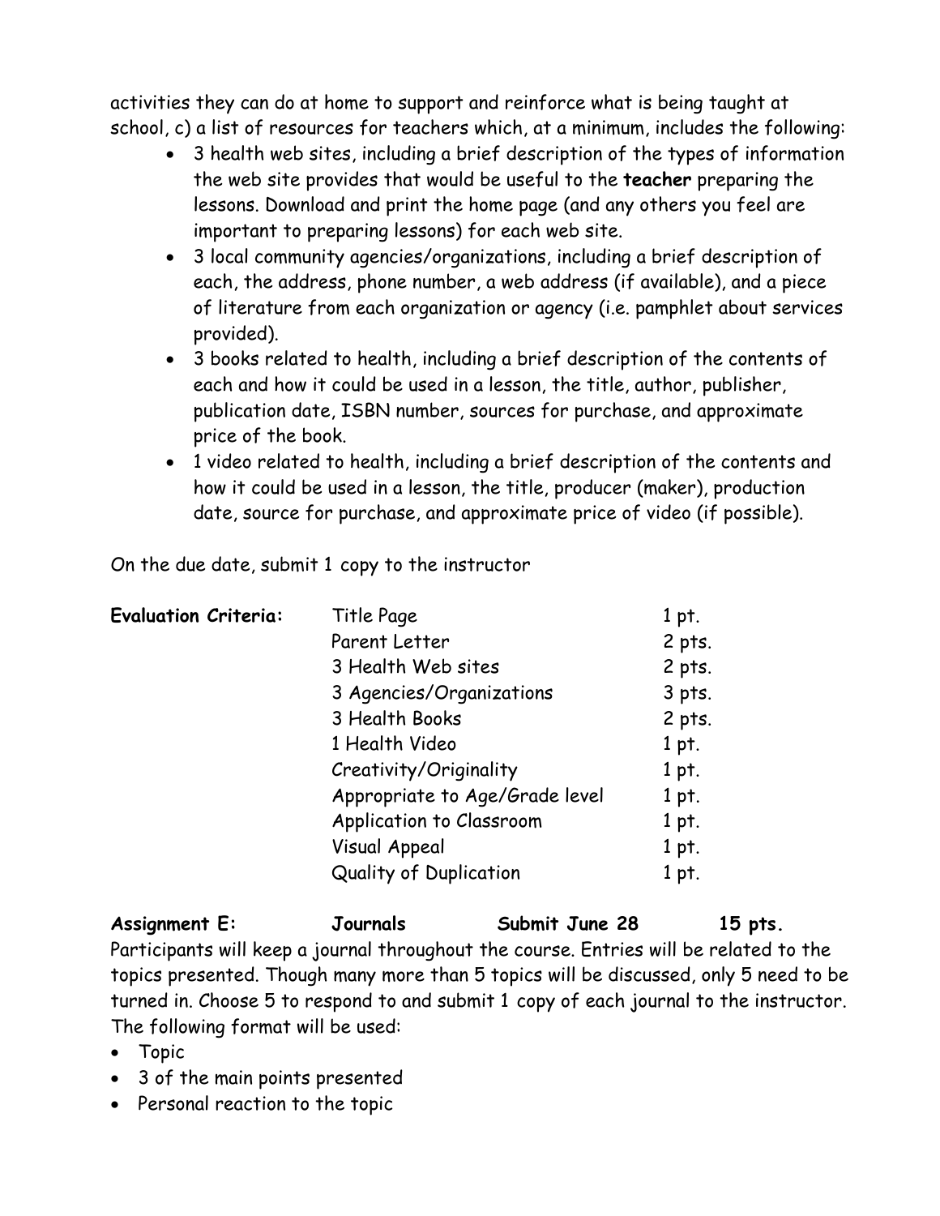activities they can do at home to support and reinforce what is being taught at school, c) a list of resources for teachers which, at a minimum, includes the following:

- 3 health web sites, including a brief description of the types of information the web site provides that would be useful to the **teacher** preparing the lessons. Download and print the home page (and any others you feel are important to preparing lessons) for each web site.
- 3 local community agencies/organizations, including a brief description of each, the address, phone number, a web address (if available), and a piece of literature from each organization or agency (i.e. pamphlet about services provided).
- 3 books related to health, including a brief description of the contents of each and how it could be used in a lesson, the title, author, publisher, publication date, ISBN number, sources for purchase, and approximate price of the book.
- 1 video related to health, including a brief description of the contents and how it could be used in a lesson, the title, producer (maker), production date, source for purchase, and approximate price of video (if possible).

On the due date, submit 1 copy to the instructor

| **Evaluation Criteria:** | | |
|---|---|---|
| | Title Page | 1 pt. |
| | Parent Letter | 2 pts. |
| | 3 Health Web sites | 2 pts. |
| | 3 Agencies/Organizations | 3 pts. |
| | 3 Health Books | 2 pts. |
| | 1 Health Video | 1 pt. |
| | Creativity/Originality | 1 pt. |
| | Appropriate to Age/Grade level | 1 pt. |
| | Application to Classroom | 1 pt. |
| | Visual Appeal | 1 pt. |
| | Quality of Duplication | 1 pt. |

**Assignment E: Journals Submit June 28 15 pts.**

Participants will keep a journal throughout the course. Entries will be related to the topics presented. Though many more than 5 topics will be discussed, only 5 need to be turned in. Choose 5 to respond to and submit 1 copy of each journal to the instructor. The following format will be used:

- Topic
- 3 of the main points presented
- Personal reaction to the topic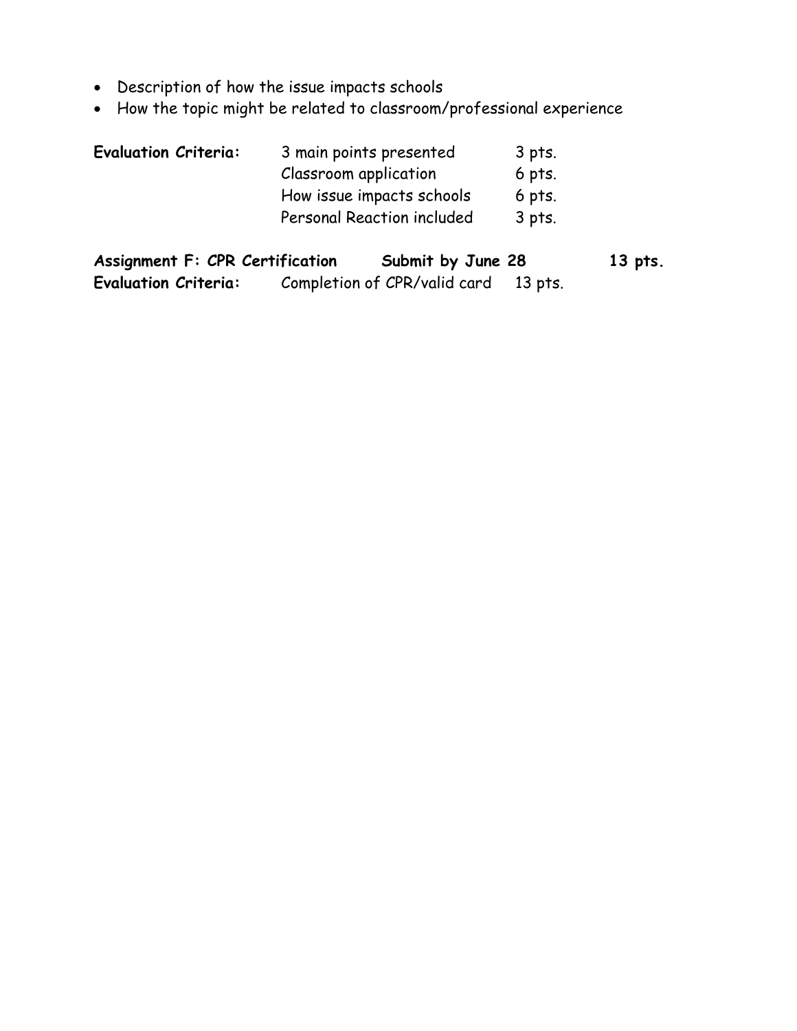- Description of how the issue impacts schools
- How the topic might be related to classroom/professional experience

| | | |
|---|---|---|
| **Evaluation Criteria:** | 3 main points presented | 3 pts. |
| | Classroom application | 6 pts. |
| | How issue impacts schools | 6 pts. |
| | Personal Reaction included | 3 pts. |

**Assignment F: CPR Certification** **Submit by June 28** **13 pts.**

| | | |
|---|---|---|
| **Evaluation Criteria:** | Completion of CPR/valid card | 13 pts. |